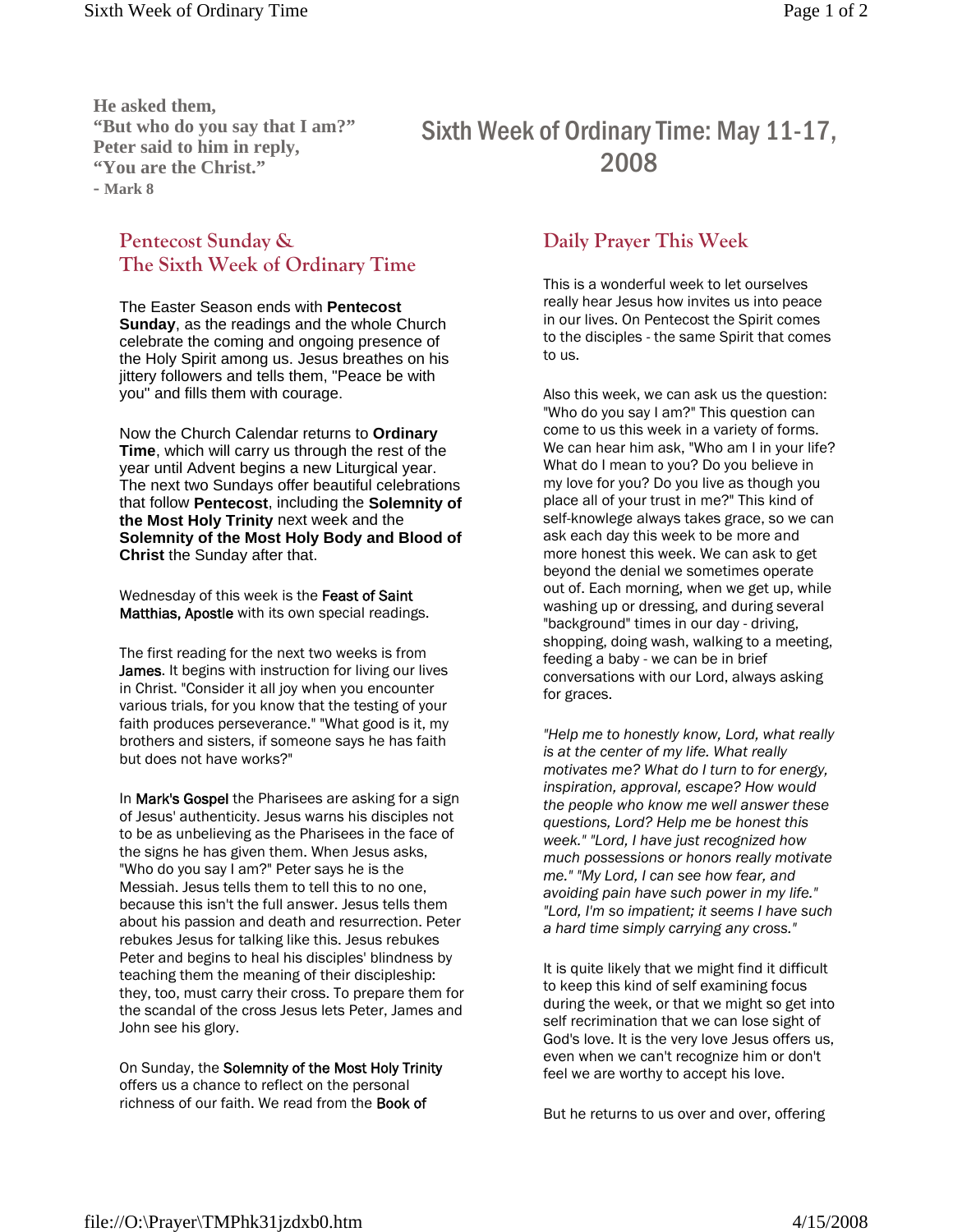**He asked them,**
**"But who do you say that I am?"**
**Peter said to him in reply,**
**"You are the Christ."**
**- Mark 8**

# Sixth Week of Ordinary Time: May 11-17, 2008

## Pentecost Sunday & The Sixth Week of Ordinary Time

The Easter Season ends with **Pentecost Sunday**, as the readings and the whole Church celebrate the coming and ongoing presence of the Holy Spirit among us. Jesus breathes on his jittery followers and tells them, "Peace be with you" and fills them with courage.

Now the Church Calendar returns to **Ordinary Time**, which will carry us through the rest of the year until Advent begins a new Liturgical year. The next two Sundays offer beautiful celebrations that follow **Pentecost**, including the **Solemnity of the Most Holy Trinity** next week and the **Solemnity of the Most Holy Body and Blood of Christ** the Sunday after that.

Wednesday of this week is the Feast of Saint Matthias, Apostle with its own special readings.

The first reading for the next two weeks is from James. It begins with instruction for living our lives in Christ. "Consider it all joy when you encounter various trials, for you know that the testing of your faith produces perseverance." "What good is it, my brothers and sisters, if someone says he has faith but does not have works?"

In Mark's Gospel the Pharisees are asking for a sign of Jesus' authenticity. Jesus warns his disciples not to be as unbelieving as the Pharisees in the face of the signs he has given them. When Jesus asks, "Who do you say I am?" Peter says he is the Messiah. Jesus tells them to tell this to no one, because this isn't the full answer. Jesus tells them about his passion and death and resurrection. Peter rebukes Jesus for talking like this. Jesus rebukes Peter and begins to heal his disciples' blindness by teaching them the meaning of their discipleship: they, too, must carry their cross. To prepare them for the scandal of the cross Jesus lets Peter, James and John see his glory.

On Sunday, the Solemnity of the Most Holy Trinity offers us a chance to reflect on the personal richness of our faith. We read from the Book of

## Daily Prayer This Week

This is a wonderful week to let ourselves really hear Jesus how invites us into peace in our lives. On Pentecost the Spirit comes to the disciples - the same Spirit that comes to us.

Also this week, we can ask us the question: "Who do you say I am?" This question can come to us this week in a variety of forms. We can hear him ask, "Who am I in your life? What do I mean to you? Do you believe in my love for you? Do you live as though you place all of your trust in me?" This kind of self-knowlege always takes grace, so we can ask each day this week to be more and more honest this week. We can ask to get beyond the denial we sometimes operate out of. Each morning, when we get up, while washing up or dressing, and during several "background" times in our day - driving, shopping, doing wash, walking to a meeting, feeding a baby - we can be in brief conversations with our Lord, always asking for graces.

*"Help me to honestly know, Lord, what really is at the center of my life. What really motivates me? What do I turn to for energy, inspiration, approval, escape? How would the people who know me well answer these questions, Lord? Help me be honest this week." "Lord, I have just recognized how much possessions or honors really motivate me." "My Lord, I can see how fear, and avoiding pain have such power in my life." "Lord, I'm so impatient; it seems I have such a hard time simply carrying any cross."*

It is quite likely that we might find it difficult to keep this kind of self examining focus during the week, or that we might so get into self recrimination that we can lose sight of God's love. It is the very love Jesus offers us, even when we can't recognize him or don't feel we are worthy to accept his love.

But he returns to us over and over, offering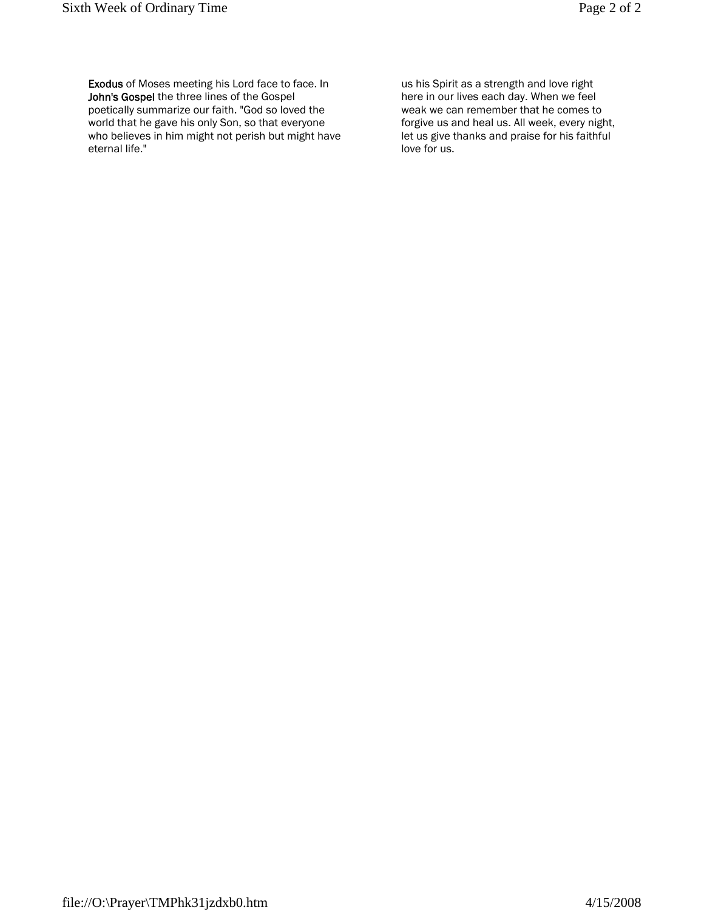**Exodus** of Moses meeting his Lord face to face. In **John's Gospel** the three lines of the Gospel poetically summarize our faith. "God so loved the world that he gave his only Son, so that everyone who believes in him might not perish but might have eternal life."

us his Spirit as a strength and love right here in our lives each day. When we feel weak we can remember that he comes to forgive us and heal us. All week, every night, let us give thanks and praise for his faithful love for us.